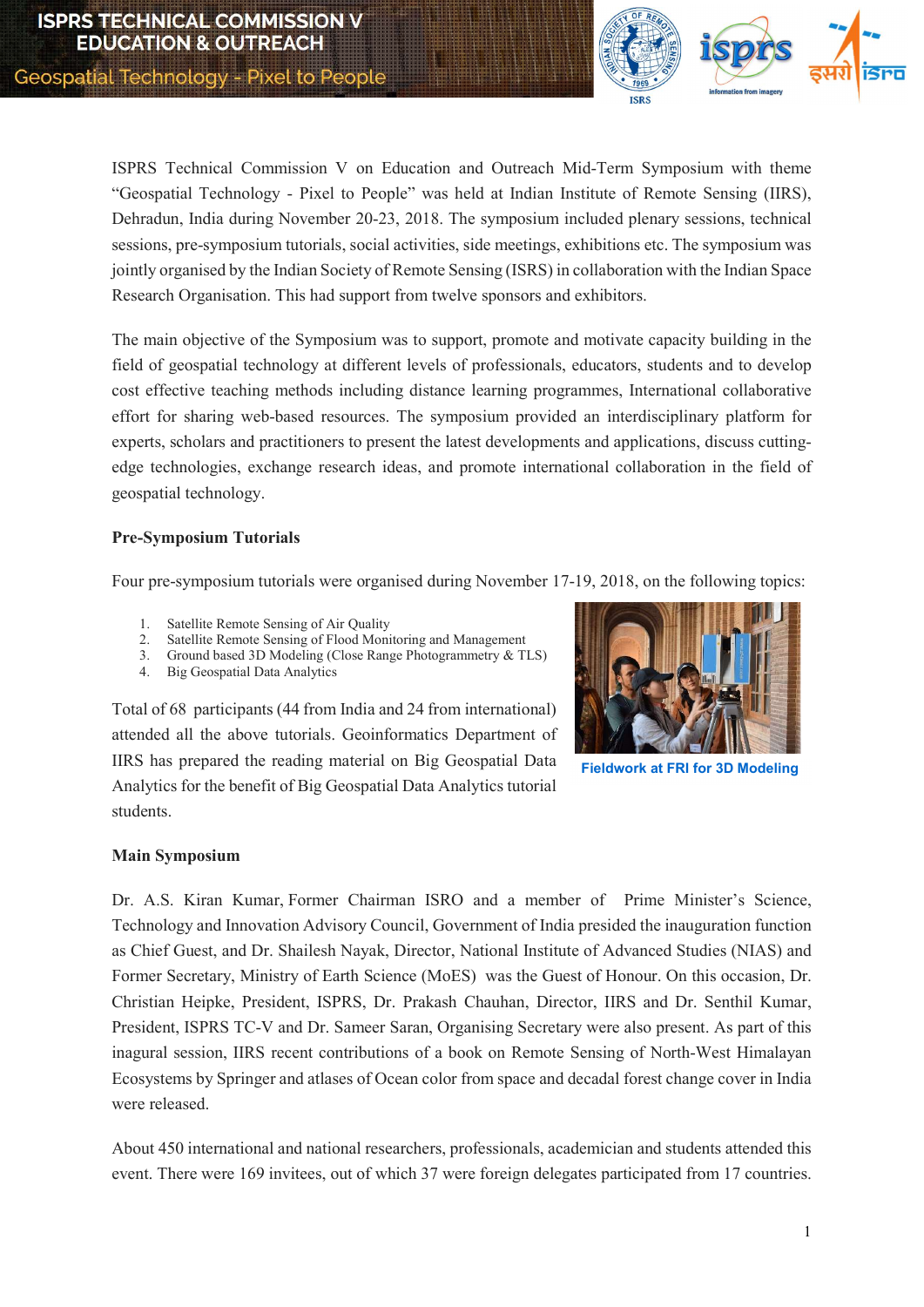# ISPRS TECHNICAL COMMISSION V EDUCATION & OUTREACH

Geospatial Technology - Pixel to People

ISPRS Technical Commission V on Education and Outreach Mid-Term Symposium with theme "Geospatial Technology - Pixel to People" was held at Indian Institute of Remote Sensing (IIRS), Dehradun, India during November 20-23, 2018. The symposium included plenary sessions, technical sessions, pre-symposium tutorials, social activities, side meetings, exhibitions etc. The symposium was jointly organised by the Indian Society of Remote Sensing (ISRS) in collaboration with the Indian Space Research Organisation. This had support from twelve sponsors and exhibitors.

The main objective of the Symposium was to support, promote and motivate capacity building in the field of geospatial technology at different levels of professionals, educators, students and to develop cost effective teaching methods including distance learning programmes, International collaborative effort for sharing web-based resources. The symposium provided an interdisciplinary platform for experts, scholars and practitioners to present the latest developments and applications, discuss cutting-edge technologies, exchange research ideas, and promote international collaboration in the field of geospatial technology.

**Pre-Symposium Tutorials**

Four pre-symposium tutorials were organised during November 17-19, 2018, on the following topics:

1. Satellite Remote Sensing of Air Quality
2. Satellite Remote Sensing of Flood Monitoring and Management
3. Ground based 3D Modeling (Close Range Photogrammetry & TLS)
4. Big Geospatial Data Analytics

Total of 68 participants (44 from India and 24 from international) attended all the above tutorials. Geoinformatics Department of IIRS has prepared the reading material on Big Geospatial Data Analytics for the benefit of Big Geospatial Data Analytics tutorial students.

Fieldwork at FRI for 3D Modeling

**Main Symposium**

Dr. A.S. Kiran Kumar, Former Chairman ISRO and a member of Prime Minister's Science, Technology and Innovation Advisory Council, Government of India presided the inauguration function as Chief Guest, and Dr. Shailesh Nayak, Director, National Institute of Advanced Studies (NIAS) and Former Secretary, Ministry of Earth Science (MoES) was the Guest of Honour. On this occasion, Dr. Christian Heipke, President, ISPRS, Dr. Prakash Chauhan, Director, IIRS and Dr. Senthil Kumar, President, ISPRS TC-V and Dr. Sameer Saran, Organising Secretary were also present. As part of this inagural session, IIRS recent contributions of a book on Remote Sensing of North-West Himalayan Ecosystems by Springer and atlases of Ocean color from space and decadal forest change cover in India were released.

About 450 international and national researchers, professionals, academician and students attended this event. There were 169 invitees, out of which 37 were foreign delegates participated from 17 countries.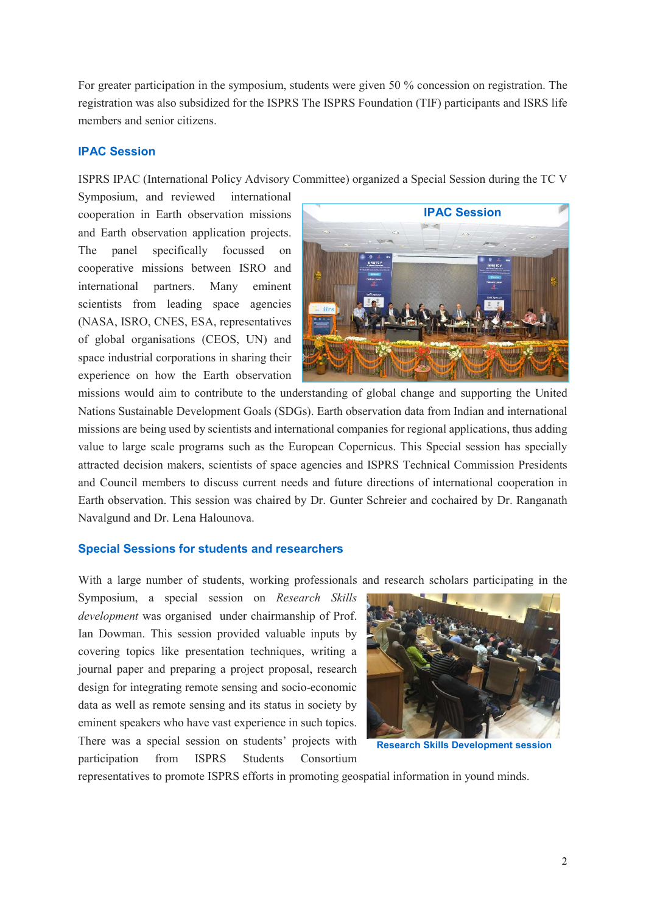For greater participation in the symposium, students were given 50 % concession on registration. The registration was also subsidized for the ISPRS The ISPRS Foundation (TIF) participants and ISRS life members and senior citizens.

## IPAC Session

ISPRS IPAC (International Policy Advisory Committee) organized a Special Session during the TC V Symposium, and reviewed international cooperation in Earth observation missions and Earth observation application projects. The panel specifically focussed on cooperative missions between ISRO and international partners. Many eminent scientists from leading space agencies (NASA, ISRO, CNES, ESA, representatives of global organisations (CEOS, UN) and space industrial corporations in sharing their experience on how the Earth observation missions would aim to contribute to the understanding of global change and supporting the United Nations Sustainable Development Goals (SDGs). Earth observation data from Indian and international missions are being used by scientists and international companies for regional applications, thus adding value to large scale programs such as the European Copernicus. This Special session has specially attracted decision makers, scientists of space agencies and ISPRS Technical Commission Presidents and Council members to discuss current needs and future directions of international cooperation in Earth observation. This session was chaired by Dr. Gunter Schreier and cochaired by Dr. Ranganath Navalgund and Dr. Lena Halounova.

IPAC Session

## Special Sessions for students and researchers

With a large number of students, working professionals and research scholars participating in the Symposium, a special session on *Research Skills development* was organised under chairmanship of Prof. Ian Dowman. This session provided valuable inputs by covering topics like presentation techniques, writing a journal paper and preparing a project proposal, research design for integrating remote sensing and socio-economic data as well as remote sensing and its status in society by eminent speakers who have vast experience in such topics. There was a special session on students' projects with participation from ISPRS Students Consortium representatives to promote ISPRS efforts in promoting geospatial information in yound minds.

Research Skills Development session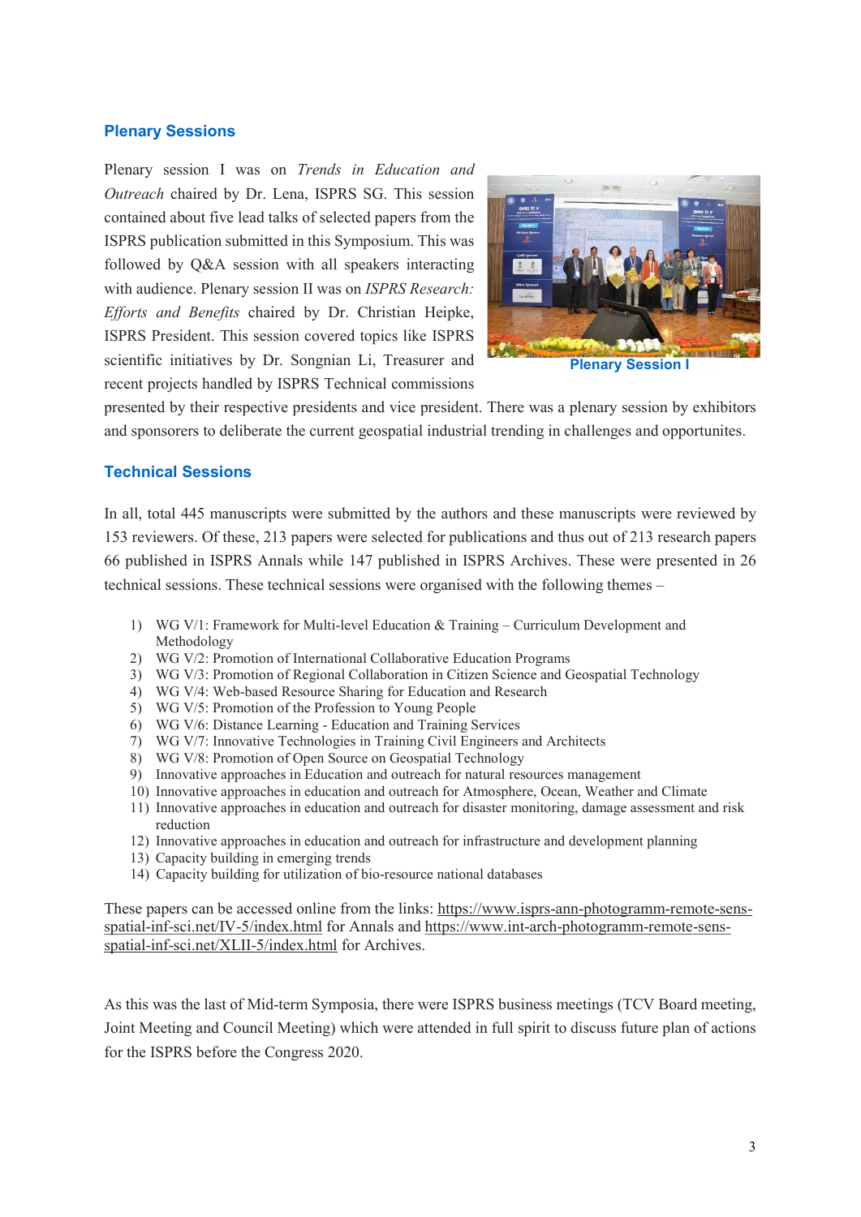## Plenary Sessions

Plenary session I was on *Trends in Education and Outreach* chaired by Dr. Lena, ISPRS SG. This session contained about five lead talks of selected papers from the ISPRS publication submitted in this Symposium. This was followed by Q&A session with all speakers interacting with audience. Plenary session II was on *ISPRS Research: Efforts and Benefits* chaired by Dr. Christian Heipke, ISPRS President. This session covered topics like ISPRS scientific initiatives by Dr. Songnian Li, Treasurer and recent projects handled by ISPRS Technical commissions presented by their respective presidents and vice president. There was a plenary session by exhibitors and sponsorers to deliberate the current geospatial industrial trending in challenges and opportunites.

Plenary Session I

## Technical Sessions

In all, total 445 manuscripts were submitted by the authors and these manuscripts were reviewed by 153 reviewers. Of these, 213 papers were selected for publications and thus out of 213 research papers 66 published in ISPRS Annals while 147 published in ISPRS Archives. These were presented in 26 technical sessions. These technical sessions were organised with the following themes –

1) WG V/1: Framework for Multi-level Education & Training – Curriculum Development and Methodology
2) WG V/2: Promotion of International Collaborative Education Programs
3) WG V/3: Promotion of Regional Collaboration in Citizen Science and Geospatial Technology
4) WG V/4: Web-based Resource Sharing for Education and Research
5) WG V/5: Promotion of the Profession to Young People
6) WG V/6: Distance Learning - Education and Training Services
7) WG V/7: Innovative Technologies in Training Civil Engineers and Architects
8) WG V/8: Promotion of Open Source on Geospatial Technology
9) Innovative approaches in Education and outreach for natural resources management
10) Innovative approaches in education and outreach for Atmosphere, Ocean, Weather and Climate
11) Innovative approaches in education and outreach for disaster monitoring, damage assessment and risk reduction
12) Innovative approaches in education and outreach for infrastructure and development planning
13) Capacity building in emerging trends
14) Capacity building for utilization of bio-resource national databases

These papers can be accessed online from the links: https://www.isprs-ann-photogramm-remote-sens-spatial-inf-sci.net/IV-5/index.html for Annals and https://www.int-arch-photogramm-remote-sens-spatial-inf-sci.net/XLII-5/index.html for Archives.

As this was the last of Mid-term Symposia, there were ISPRS business meetings (TCV Board meeting, Joint Meeting and Council Meeting) which were attended in full spirit to discuss future plan of actions for the ISPRS before the Congress 2020.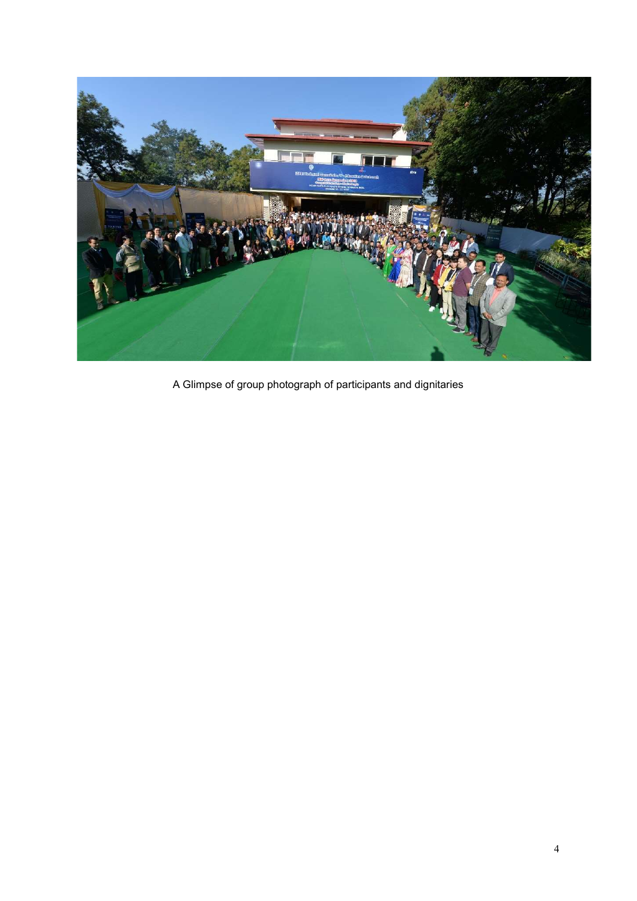A Glimpse of group photograph of participants and dignitaries